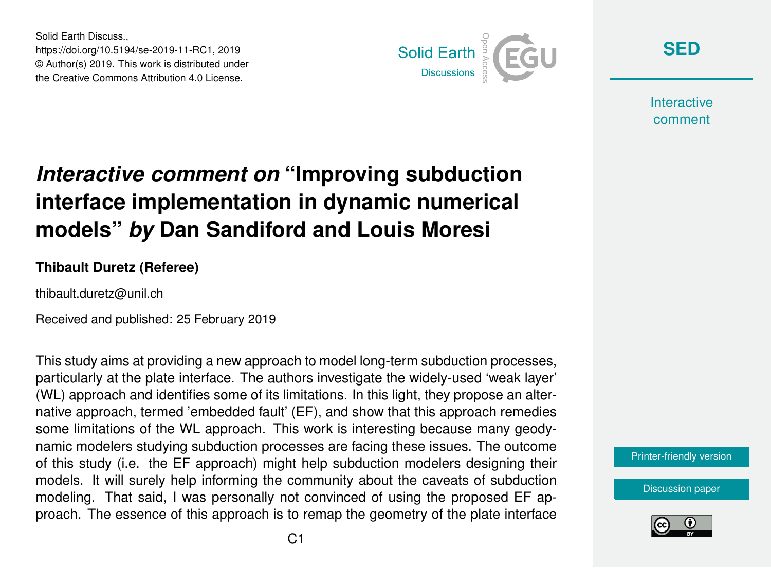Solid Earth Discuss.,
https://doi.org/10.5194/se-2019-11-RC1, 2019
© Author(s) 2019. This work is distributed under
the Creative Commons Attribution 4.0 License.

# *Interactive comment on* "Improving subduction interface implementation in dynamic numerical models" *by* Dan Sandiford and Louis Moresi

**Thibault Duretz (Referee)**

thibault.duretz@unil.ch

Received and published: 25 February 2019

This study aims at providing a new approach to model long-term subduction processes, particularly at the plate interface. The authors investigate the widely-used 'weak layer' (WL) approach and identifies some of its limitations. In this light, they propose an alternative approach, termed 'embedded fault' (EF), and show that this approach remedies some limitations of the WL approach. This work is interesting because many geodynamic modelers studying subduction processes are facing these issues. The outcome of this study (i.e. the EF approach) might help subduction modelers designing their models. It will surely help informing the community about the caveats of subduction modeling. That said, I was personally not convinced of using the proposed EF approach. The essence of this approach is to remap the geometry of the plate interface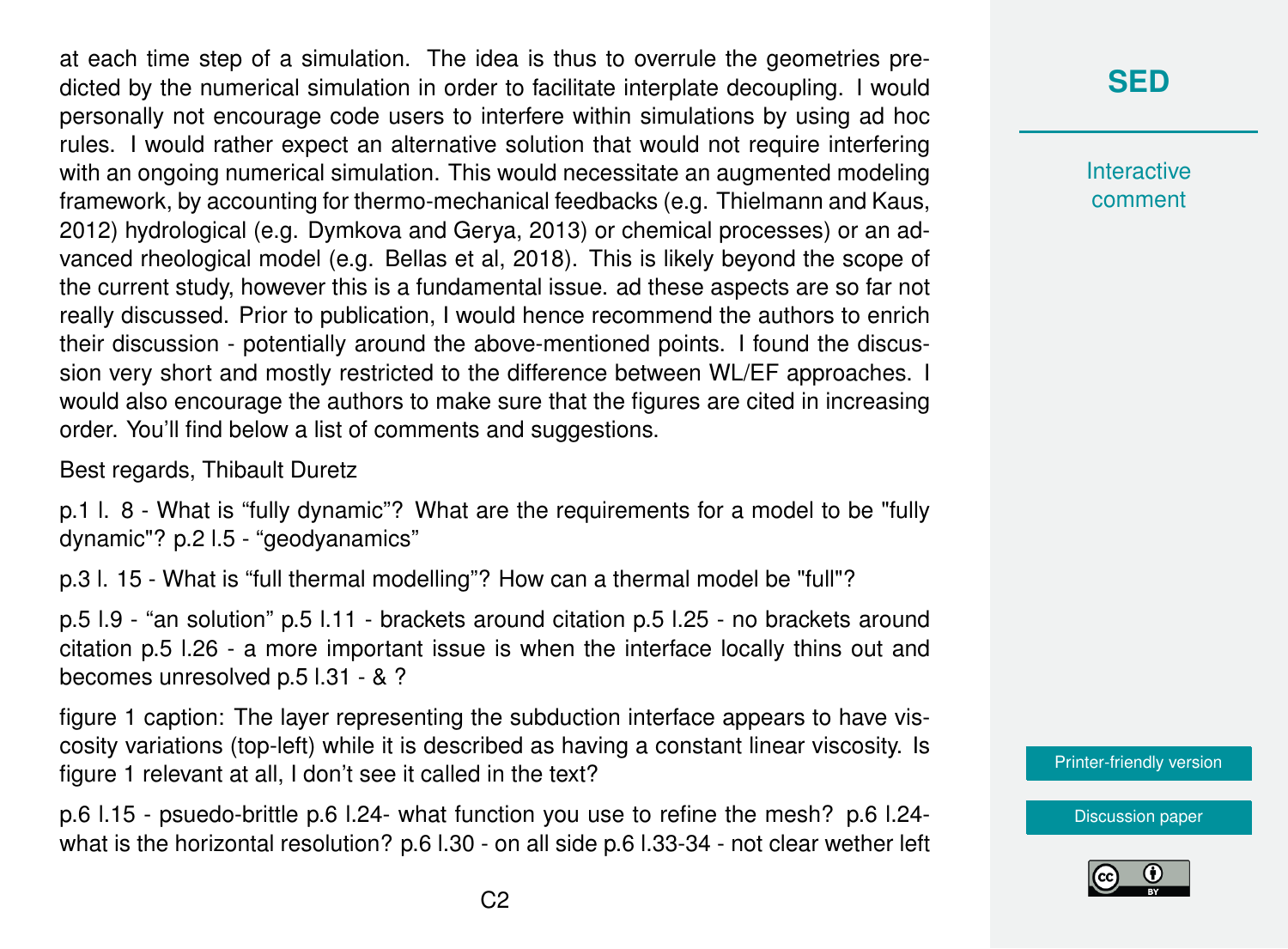at each time step of a simulation. The idea is thus to overrule the geometries predicted by the numerical simulation in order to facilitate interplate decoupling. I would personally not encourage code users to interfere within simulations by using ad hoc rules. I would rather expect an alternative solution that would not require interfering with an ongoing numerical simulation. This would necessitate an augmented modeling framework, by accounting for thermo-mechanical feedbacks (e.g. Thielmann and Kaus, 2012) hydrological (e.g. Dymkova and Gerya, 2013) or chemical processes) or an advanced rheological model (e.g. Bellas et al, 2018). This is likely beyond the scope of the current study, however this is a fundamental issue. ad these aspects are so far not really discussed. Prior to publication, I would hence recommend the authors to enrich their discussion - potentially around the above-mentioned points. I found the discussion very short and mostly restricted to the difference between WL/EF approaches. I would also encourage the authors to make sure that the figures are cited in increasing order. You'll find below a list of comments and suggestions.

Best regards, Thibault Duretz

p.1 l. 8 - What is "fully dynamic"? What are the requirements for a model to be "fully dynamic"? p.2 l.5 - "geodyanamics"

p.3 l. 15 - What is "full thermal modelling"? How can a thermal model be "full"?

p.5 l.9 - "an solution" p.5 l.11 - brackets around citation p.5 l.25 - no brackets around citation p.5 l.26 - a more important issue is when the interface locally thins out and becomes unresolved p.5 l.31 - & ?

figure 1 caption: The layer representing the subduction interface appears to have viscosity variations (top-left) while it is described as having a constant linear viscosity. Is figure 1 relevant at all, I don't see it called in the text?

p.6 l.15 - psuedo-brittle p.6 l.24- what function you use to refine the mesh? p.6 l.24- what is the horizontal resolution? p.6 l.30 - on all side p.6 l.33-34 - not clear wether left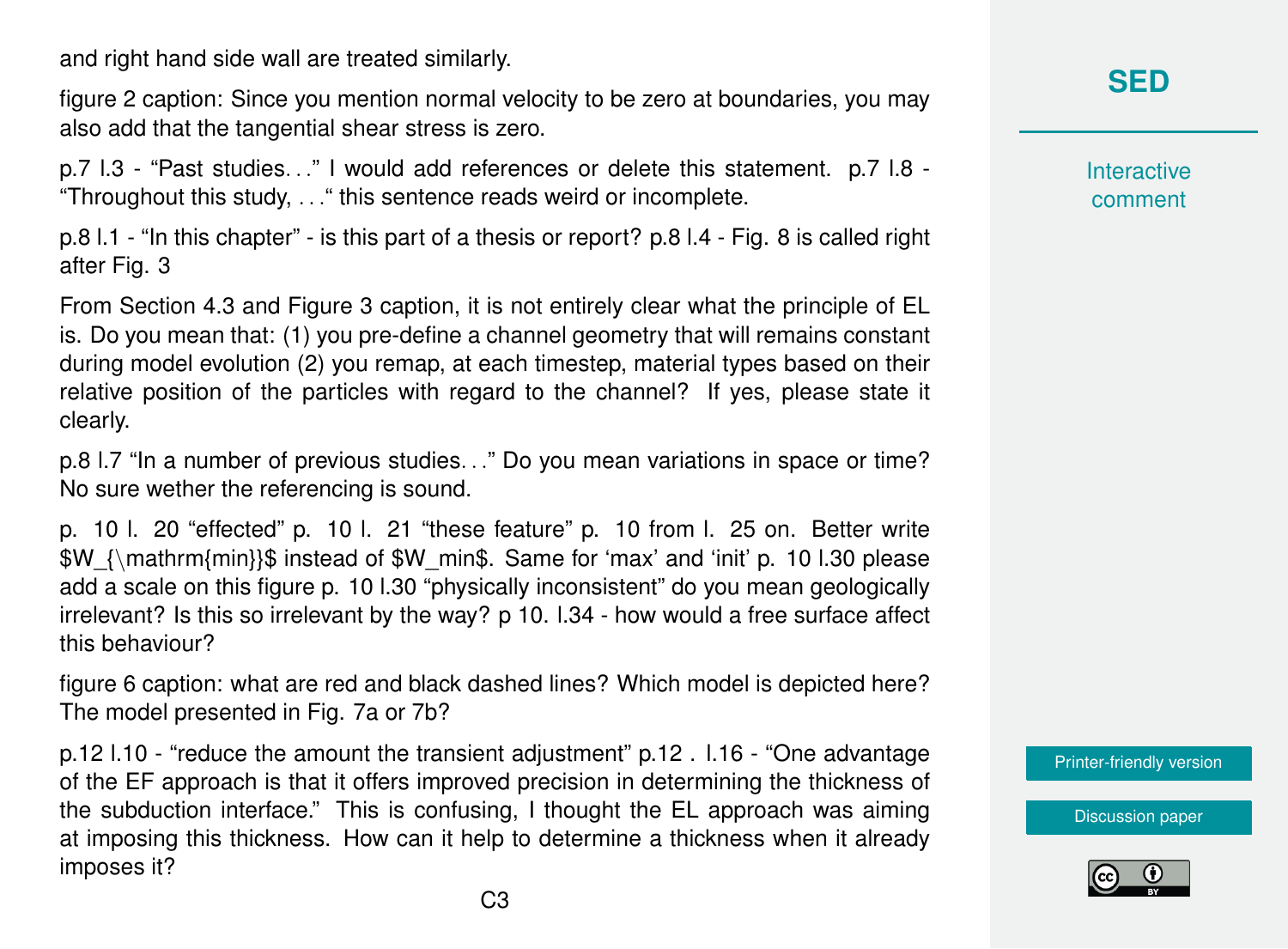and right hand side wall are treated similarly.

figure 2 caption: Since you mention normal velocity to be zero at boundaries, you may also add that the tangential shear stress is zero.

p.7 l.3 - “Past studies...” I would add references or delete this statement. p.7 l.8 - “Throughout this study, ...“ this sentence reads weird or incomplete.

p.8 l.1 - “In this chapter” - is this part of a thesis or report? p.8 l.4 - Fig. 8 is called right after Fig. 3

From Section 4.3 and Figure 3 caption, it is not entirely clear what the principle of EL is. Do you mean that: (1) you pre-define a channel geometry that will remains constant during model evolution (2) you remap, at each timestep, material types based on their relative position of the particles with regard to the channel? If yes, please state it clearly.

p.8 l.7 “In a number of previous studies...” Do you mean variations in space or time? No sure wether the referencing is sound.

p. 10 l. 20 “effected” p. 10 l. 21 “these feature” p. 10 from l. 25 on. Better write $W_{\mathrm{min}}$ instead of $W_min$. Same for ‘max’ and ‘init’ p. 10 l.30 please add a scale on this figure p. 10 l.30 “physically inconsistent” do you mean geologically irrelevant? Is this so irrelevant by the way? p 10. l.34 - how would a free surface affect this behaviour?

figure 6 caption: what are red and black dashed lines? Which model is depicted here? The model presented in Fig. 7a or 7b?

p.12 l.10 - “reduce the amount the transient adjustment” p.12 . l.16 - “One advantage of the EF approach is that it offers improved precision in determining the thickness of the subduction interface.” This is confusing, I thought the EL approach was aiming at imposing this thickness. How can it help to determine a thickness when it already imposes it?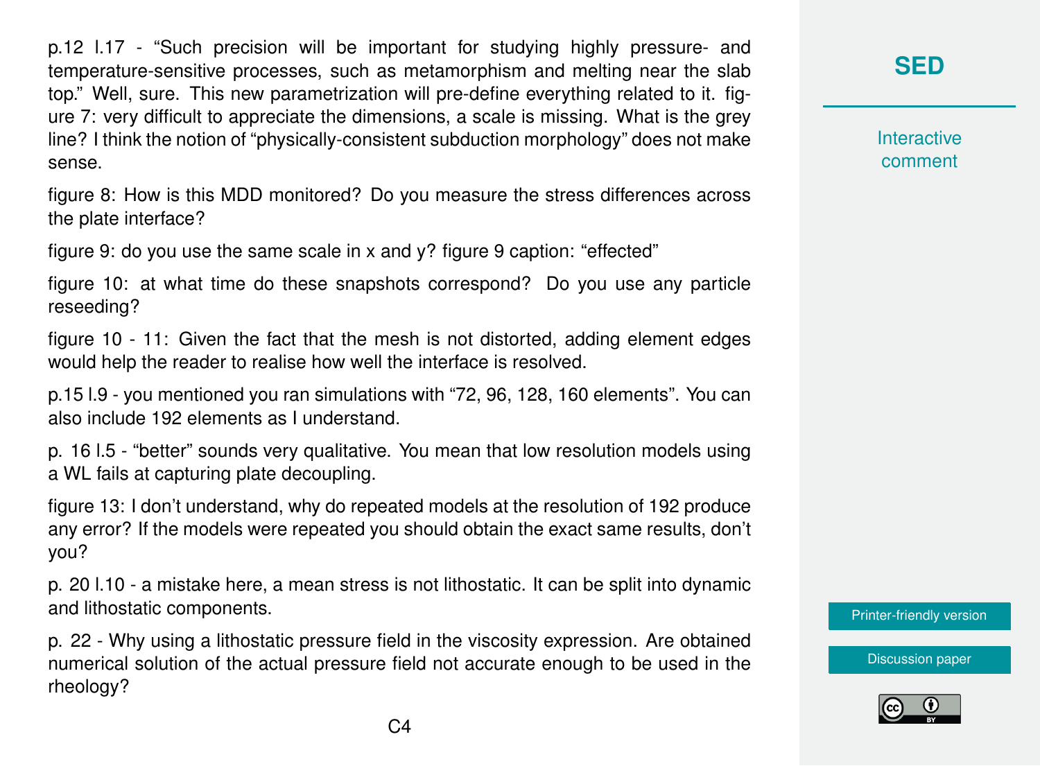p.12 l.17 - "Such precision will be important for studying highly pressure- and temperature-sensitive processes, such as metamorphism and melting near the slab top." Well, sure. This new parametrization will pre-define everything related to it. figure 7: very difficult to appreciate the dimensions, a scale is missing. What is the grey line? I think the notion of "physically-consistent subduction morphology" does not make sense.

figure 8: How is this MDD monitored? Do you measure the stress differences across the plate interface?

figure 9: do you use the same scale in x and y? figure 9 caption: "effected"

figure 10: at what time do these snapshots correspond? Do you use any particle reseeding?

figure 10 - 11: Given the fact that the mesh is not distorted, adding element edges would help the reader to realise how well the interface is resolved.

p.15 l.9 - you mentioned you ran simulations with "72, 96, 128, 160 elements". You can also include 192 elements as I understand.

p. 16 l.5 - "better" sounds very qualitative. You mean that low resolution models using a WL fails at capturing plate decoupling.

figure 13: I don't understand, why do repeated models at the resolution of 192 produce any error? If the models were repeated you should obtain the exact same results, don't you?

p. 20 l.10 - a mistake here, a mean stress is not lithostatic. It can be split into dynamic and lithostatic components.

p. 22 - Why using a lithostatic pressure field in the viscosity expression. Are obtained numerical solution of the actual pressure field not accurate enough to be used in the rheology?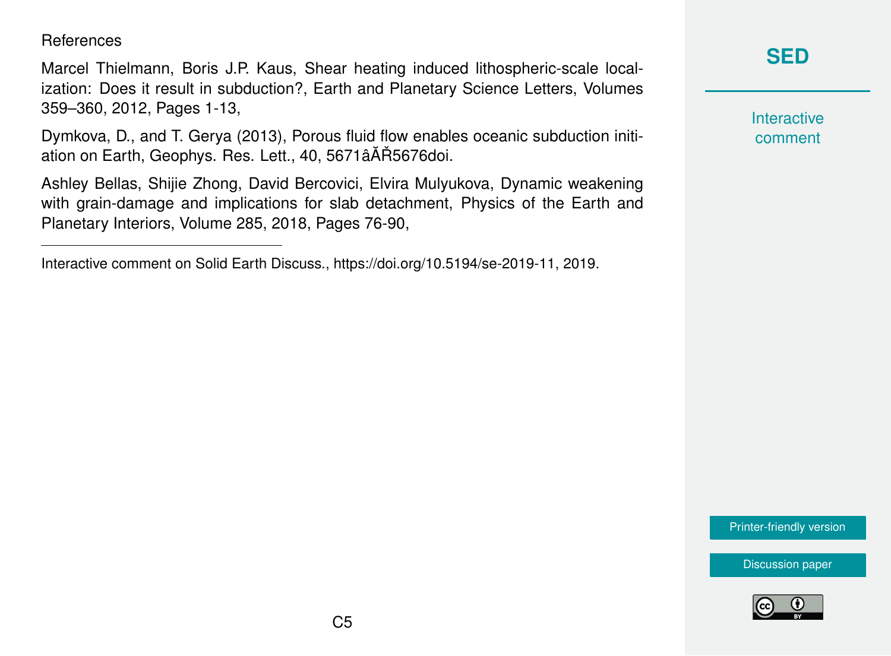References

Marcel Thielmann, Boris J.P. Kaus, Shear heating induced lithospheric-scale localization: Does it result in subduction?, Earth and Planetary Science Letters, Volumes 359–360, 2012, Pages 1-13,

Dymkova, D., and T. Gerya (2013), Porous fluid flow enables oceanic subduction initiation on Earth, Geophys. Res. Lett., 40, 5671âĂŘ5676doi.

Ashley Bellas, Shijie Zhong, David Bercovici, Elvira Mulyukova, Dynamic weakening with grain-damage and implications for slab detachment, Physics of the Earth and Planetary Interiors, Volume 285, 2018, Pages 76-90,

---

Interactive comment on Solid Earth Discuss., https://doi.org/10.5194/se-2019-11, 2019.